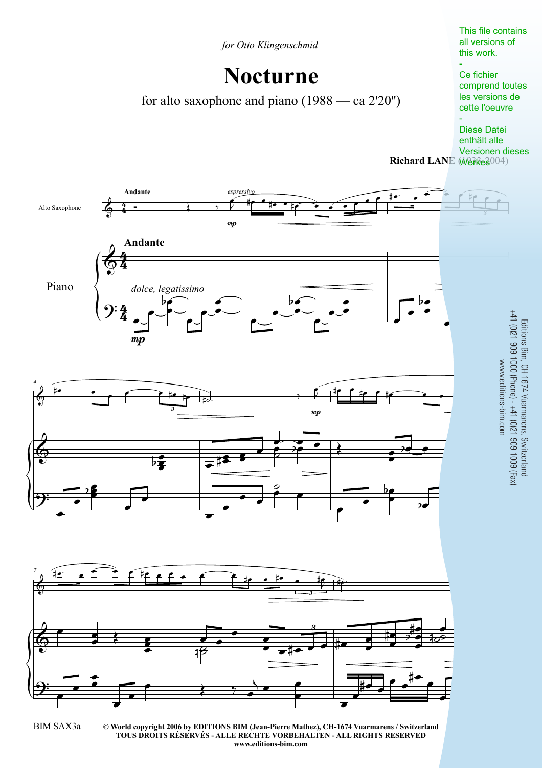*for Otto Klingenschmid*

# Nocturne

for alto saxophone and piano (1988 — ca 2'20")

This file contains all versions of this work.
-
Ce fichier comprend toutes les versions de cette oeuvre
-
Diese Datei enthält alle Versionen dieses Werkes

**Richard LANE** (1933-2004)

Editions Bim, CH-1674 Vuarmarens, Switzerland
+41 (0)21 909 1000 (Phone) - +41 (0)21 909 1009 (Fax)
www.editions-bim.com

BIM SAX3a

**© World copyright 2006 by EDITIONS BIM (Jean-Pierre Mathez), CH-1674 Vuarmarens / Switzerland**
**TOUS DROITS RÉSERVÉS - ALLE RECHTE VORBEHALTEN - ALL RIGHTS RESERVED**
**www.editions-bim.com**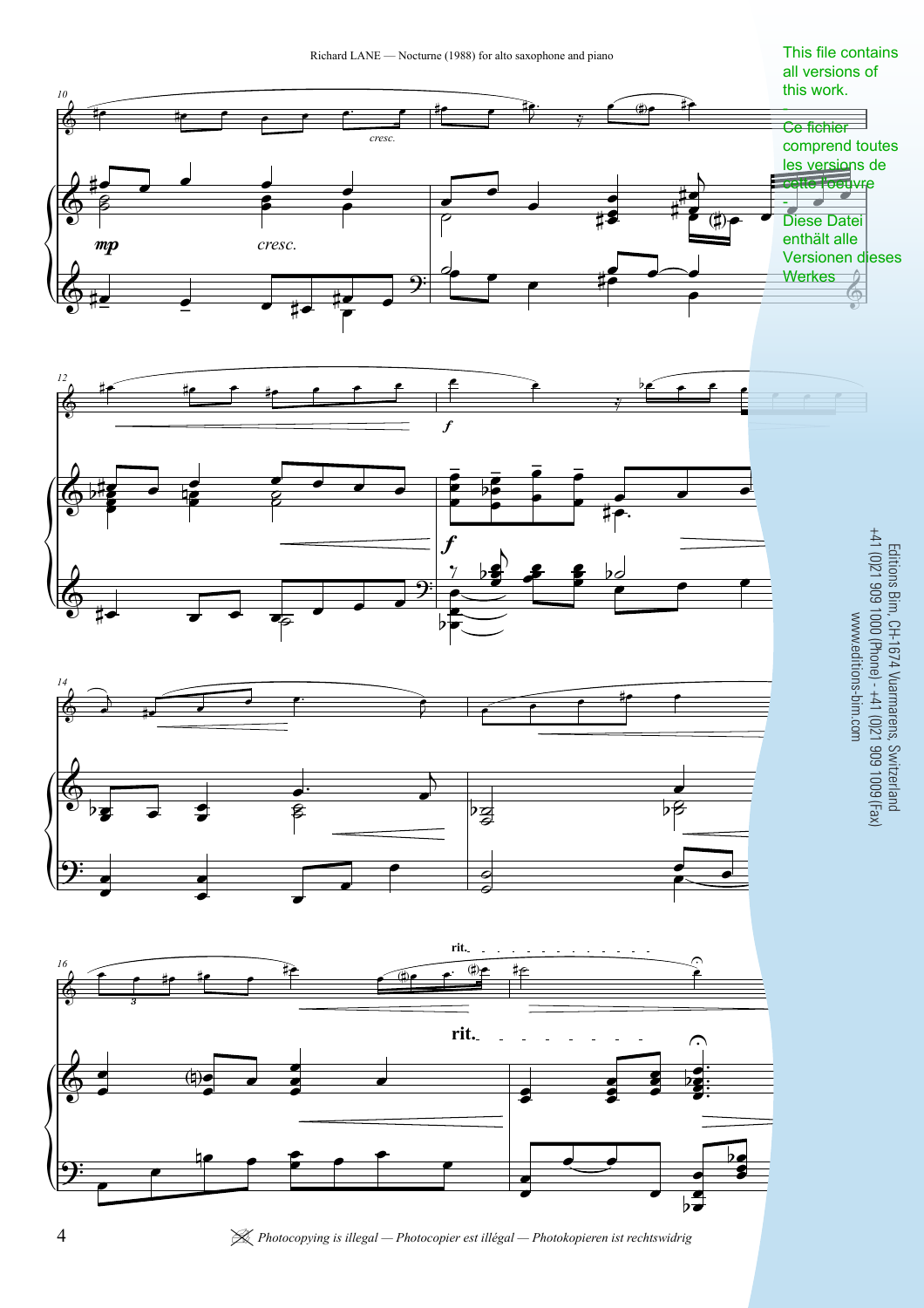This file contains all versions of this work.

Ce fichier comprend toutes les versions de cette l'oeuvre

Diese Datei enthält alle Versionen dieses Werkes

Editions Bim, CH-1674 Vuarmarens, Switzerland
+41 (0)21 909 1000 (Phone) - +41 (0)21 909 1009 (Fax)
www.editions-bim.com

Photocopying is illegal — Photocopier est illégal — Photokopieren ist rechtswidrig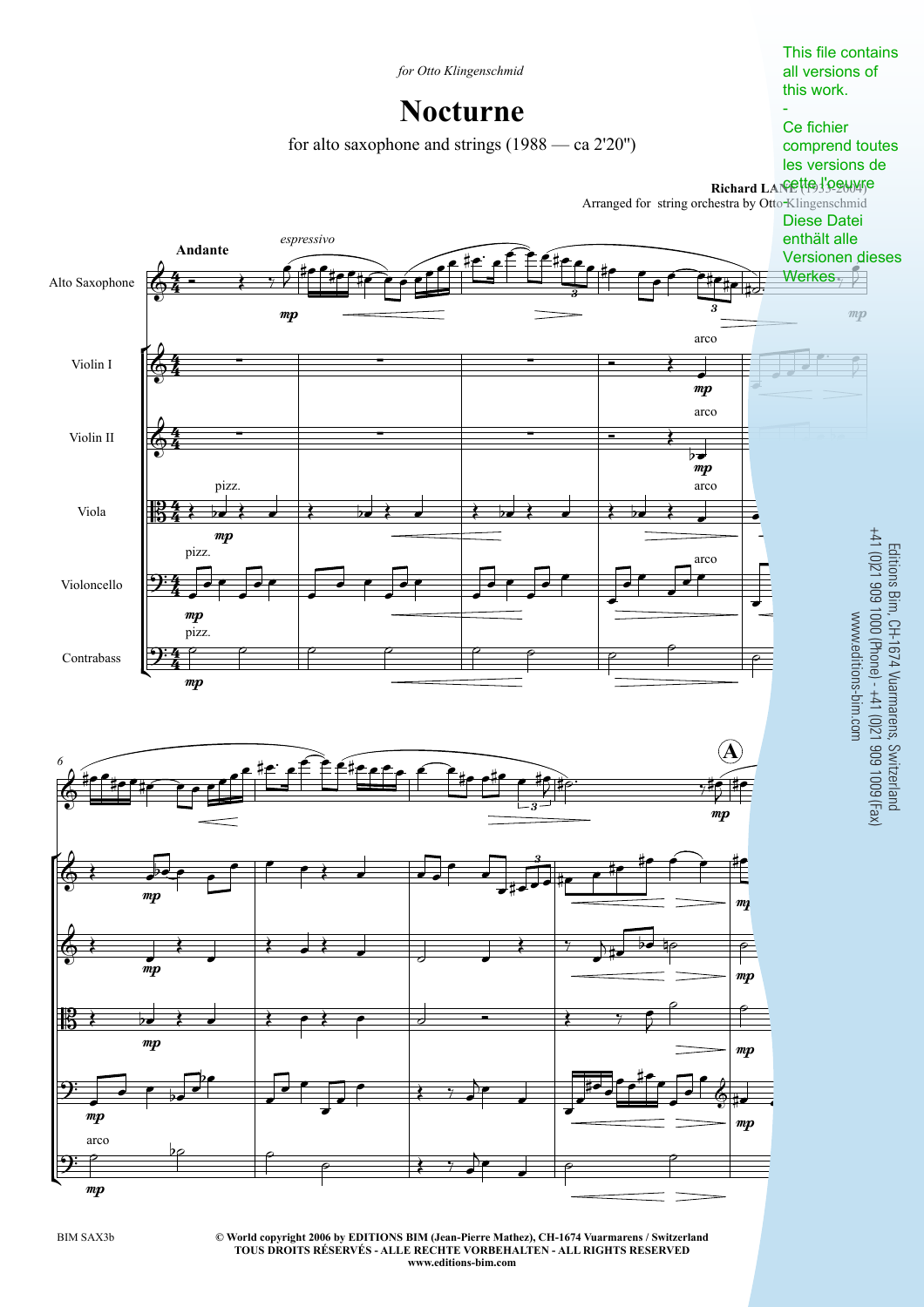*for Otto Klingenschmid*

# Nocturne

for alto saxophone and strings (1988 — ca 2'20")

**Richard LANE** (1933-2004)

Arranged for string orchestra by Otto Klingenschmid

This file contains all versions of this work.

-

Ce fichier comprend toutes les versions de cette l'oeuvre

-

Diese Datei enthält alle Versionen dieses Werkes.

Editions Bim, CH-1674 Vuarmarens, Switzerland
+41 (0)21 909 1000 (Phone) - +41 (0)21 909 1009 (Fax)
www.editions-bim.com

BIM SAX3b

**© World copyright 2006 by EDITIONS BIM (Jean-Pierre Mathez), CH-1674 Vuarmarens / Switzerland**
**TOUS DROITS RÉSERVÉS - ALLE RECHTE VORBEHALTEN - ALL RIGHTS RESERVED**
**www.editions-bim.com**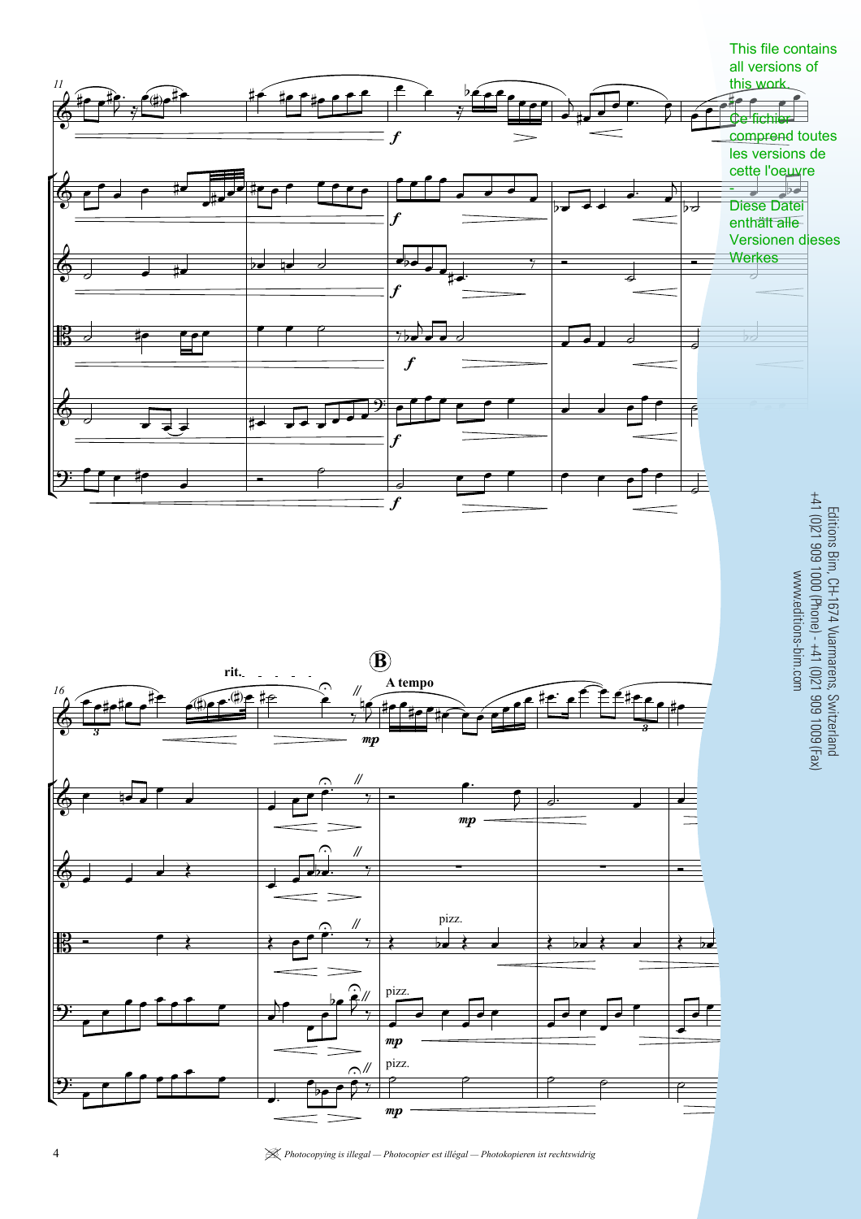This file contains all versions of this work.

Ce fichier comprend toutes les versions de cette l'oeuvre

-

Diese Datei enthält alle Versionen dieses Werkes

Editions Bim, CH-1674 Vuarmarens, Switzerland
+41 (0)21 909 1000 (Phone) - +41 (0)21 909 1009 (Fax)
www.editions-bim.com